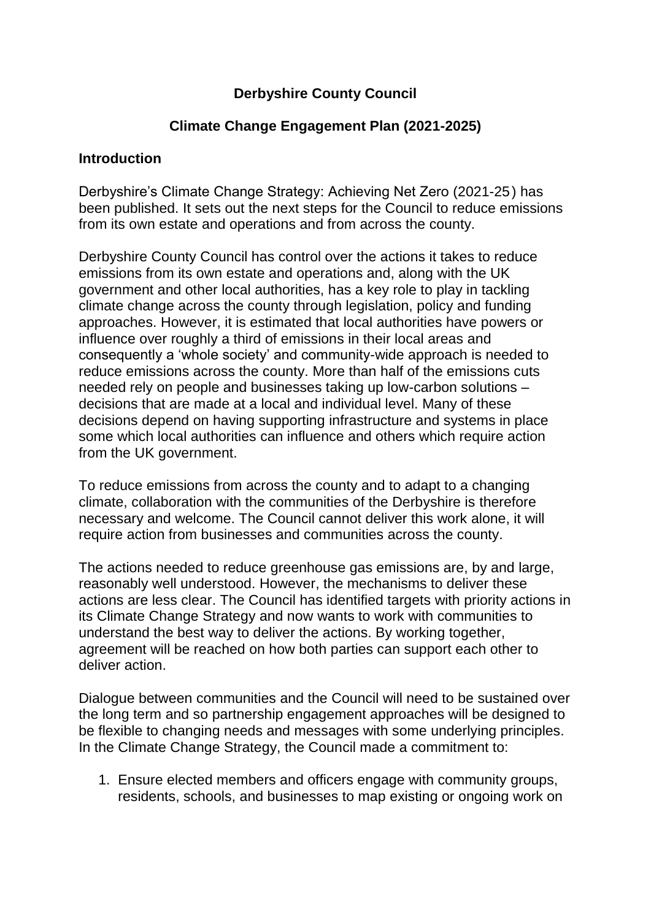**Derbyshire County Council**

**Climate Change Engagement Plan (2021-2025)**

## Introduction

Derbyshire's Climate Change Strategy: Achieving Net Zero (2021-25) has been published. It sets out the next steps for the Council to reduce emissions from its own estate and operations and from across the county.

Derbyshire County Council has control over the actions it takes to reduce emissions from its own estate and operations and, along with the UK government and other local authorities, has a key role to play in tackling climate change across the county through legislation, policy and funding approaches. However, it is estimated that local authorities have powers or influence over roughly a third of emissions in their local areas and consequently a 'whole society' and community-wide approach is needed to reduce emissions across the county. More than half of the emissions cuts needed rely on people and businesses taking up low-carbon solutions – decisions that are made at a local and individual level. Many of these decisions depend on having supporting infrastructure and systems in place some which local authorities can influence and others which require action from the UK government.

To reduce emissions from across the county and to adapt to a changing climate, collaboration with the communities of the Derbyshire is therefore necessary and welcome. The Council cannot deliver this work alone, it will require action from businesses and communities across the county.

The actions needed to reduce greenhouse gas emissions are, by and large, reasonably well understood. However, the mechanisms to deliver these actions are less clear. The Council has identified targets with priority actions in its Climate Change Strategy and now wants to work with communities to understand the best way to deliver the actions. By working together, agreement will be reached on how both parties can support each other to deliver action.

Dialogue between communities and the Council will need to be sustained over the long term and so partnership engagement approaches will be designed to be flexible to changing needs and messages with some underlying principles. In the Climate Change Strategy, the Council made a commitment to:

1. Ensure elected members and officers engage with community groups, residents, schools, and businesses to map existing or ongoing work on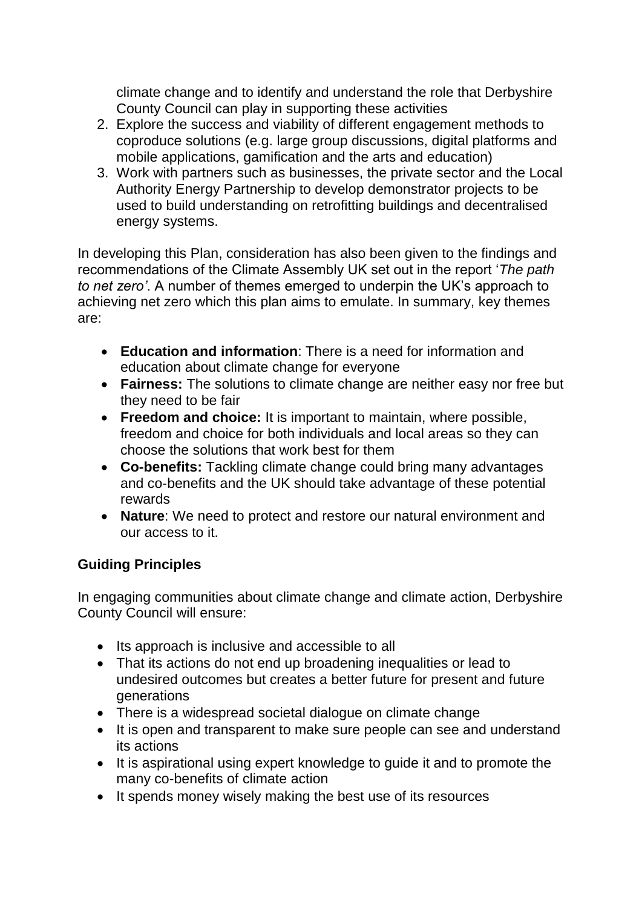climate change and to identify and understand the role that Derbyshire County Council can play in supporting these activities

2. Explore the success and viability of different engagement methods to coproduce solutions (e.g. large group discussions, digital platforms and mobile applications, gamification and the arts and education)
3. Work with partners such as businesses, the private sector and the Local Authority Energy Partnership to develop demonstrator projects to be used to build understanding on retrofitting buildings and decentralised energy systems.

In developing this Plan, consideration has also been given to the findings and recommendations of the Climate Assembly UK set out in the report '*The path to net zero'*. A number of themes emerged to underpin the UK's approach to achieving net zero which this plan aims to emulate. In summary, key themes are:

- **Education and information**: There is a need for information and education about climate change for everyone
- **Fairness:** The solutions to climate change are neither easy nor free but they need to be fair
- **Freedom and choice:** It is important to maintain, where possible, freedom and choice for both individuals and local areas so they can choose the solutions that work best for them
- **Co-benefits:** Tackling climate change could bring many advantages and co-benefits and the UK should take advantage of these potential rewards
- **Nature**: We need to protect and restore our natural environment and our access to it.

**Guiding Principles**

In engaging communities about climate change and climate action, Derbyshire County Council will ensure:

- Its approach is inclusive and accessible to all
- That its actions do not end up broadening inequalities or lead to undesired outcomes but creates a better future for present and future generations
- There is a widespread societal dialogue on climate change
- It is open and transparent to make sure people can see and understand its actions
- It is aspirational using expert knowledge to guide it and to promote the many co-benefits of climate action
- It spends money wisely making the best use of its resources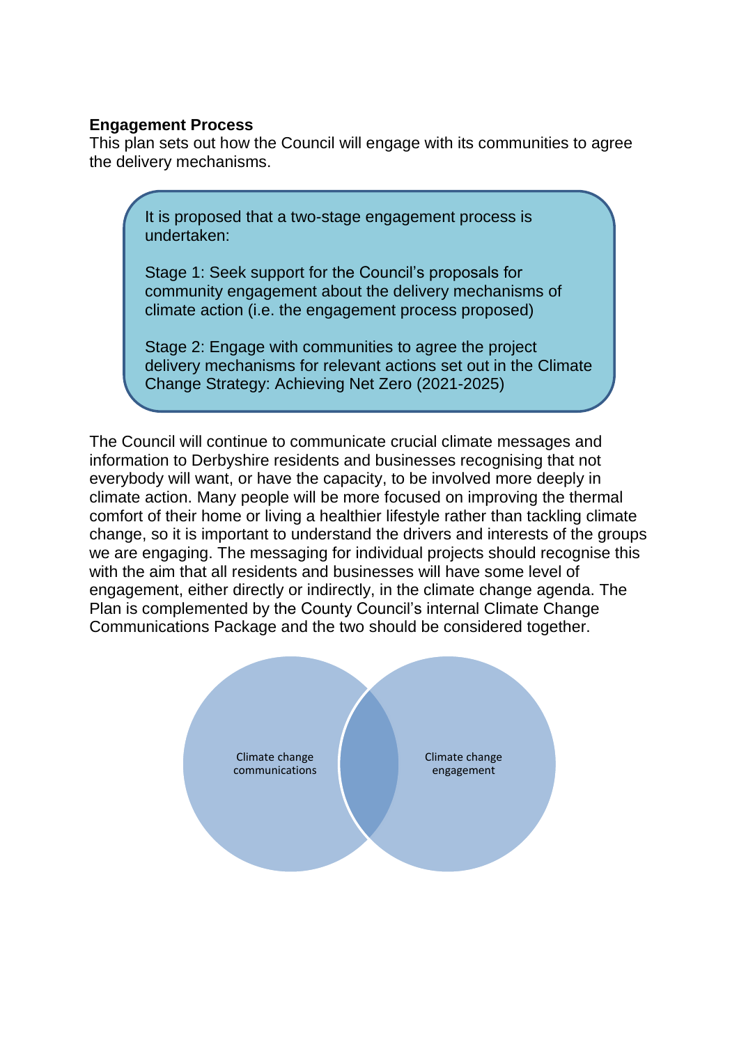**Engagement Process**

This plan sets out how the Council will engage with its communities to agree the delivery mechanisms.

It is proposed that a two-stage engagement process is undertaken:

Stage 1: Seek support for the Council's proposals for community engagement about the delivery mechanisms of climate action (i.e. the engagement process proposed)

Stage 2: Engage with communities to agree the project delivery mechanisms for relevant actions set out in the Climate Change Strategy: Achieving Net Zero (2021-2025)

The Council will continue to communicate crucial climate messages and information to Derbyshire residents and businesses recognising that not everybody will want, or have the capacity, to be involved more deeply in climate action. Many people will be more focused on improving the thermal comfort of their home or living a healthier lifestyle rather than tackling climate change, so it is important to understand the drivers and interests of the groups we are engaging. The messaging for individual projects should recognise this with the aim that all residents and businesses will have some level of engagement, either directly or indirectly, in the climate change agenda. The Plan is complemented by the County Council's internal Climate Change Communications Package and the two should be considered together.

Climate change communications

Climate change engagement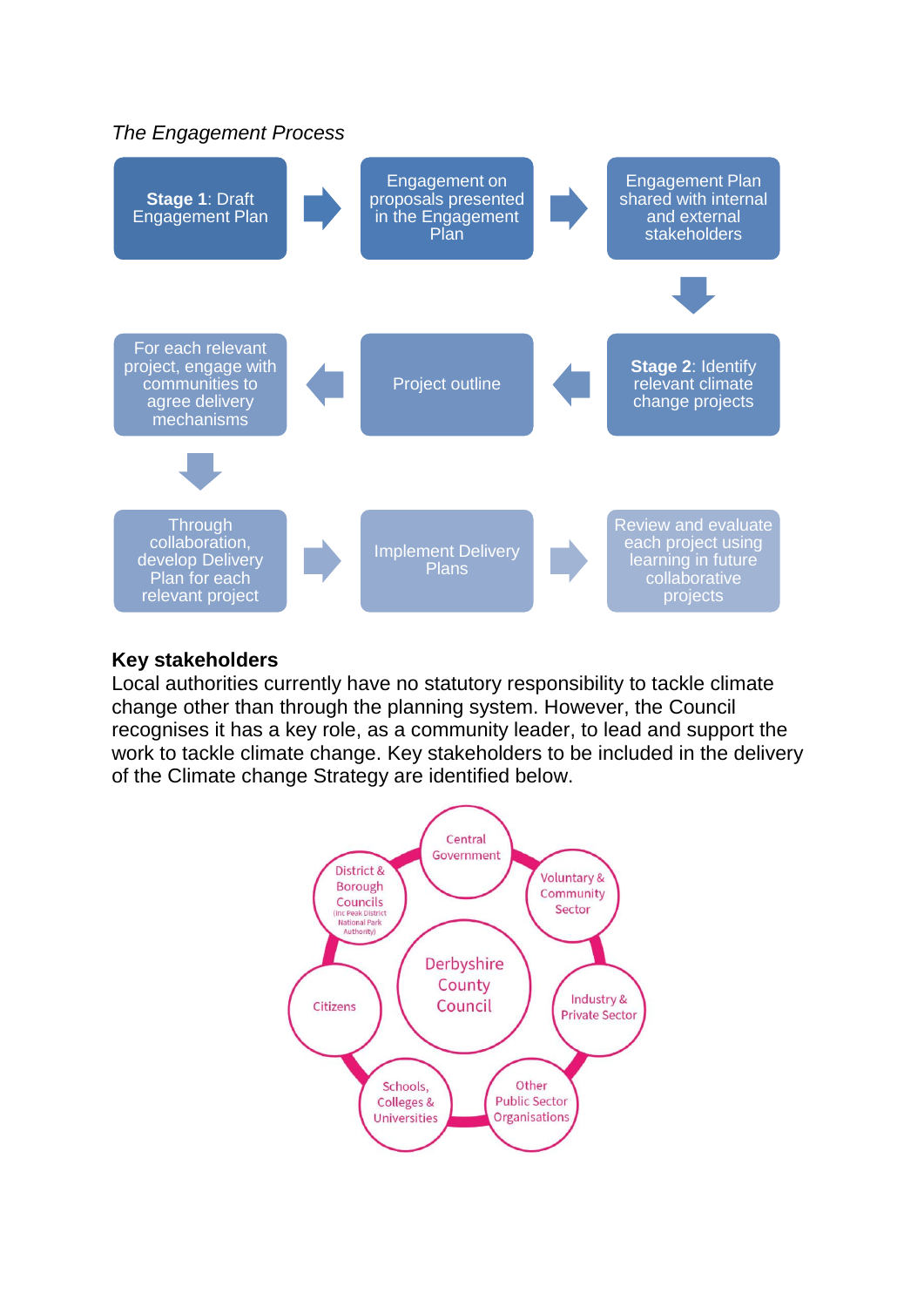*The Engagement Process*

**Stage 1**: Draft Engagement Plan

Engagement on proposals presented in the Engagement Plan

Engagement Plan shared with internal and external stakeholders

**Stage 2**: Identify relevant climate change projects

Project outline

For each relevant project, engage with communities to agree delivery mechanisms

Through collaboration, develop Delivery Plan for each relevant project

Implement Delivery Plans

Review and evaluate each project using learning in future collaborative projects

**Key stakeholders**

Local authorities currently have no statutory responsibility to tackle climate change other than through the planning system. However, the Council recognises it has a key role, as a community leader, to lead and support the work to tackle climate change. Key stakeholders to be included in the delivery of the Climate change Strategy are identified below.

Derbyshire County Council

Central Government

Voluntary & Community Sector

Industry & Private Sector

Other Public Sector Organisations

Schools, Colleges & Universities

Citizens

District & Borough Councils (inc Peak District National Park Authority)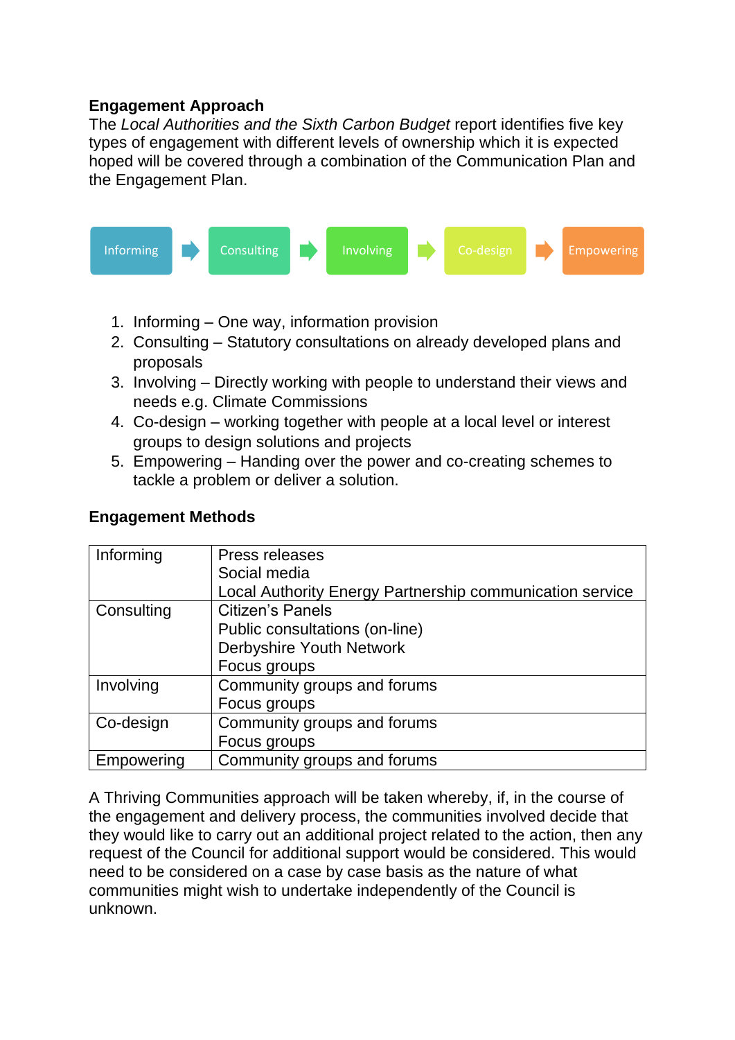**Engagement Approach**

The *Local Authorities and the Sixth Carbon Budget* report identifies five key types of engagement with different levels of ownership which it is expected hoped will be covered through a combination of the Communication Plan and the Engagement Plan.

Informing → Consulting → Involving → Co-design → Empowering

1. Informing – One way, information provision
2. Consulting – Statutory consultations on already developed plans and proposals
3. Involving – Directly working with people to understand their views and needs e.g. Climate Commissions
4. Co-design – working together with people at a local level or interest groups to design solutions and projects
5. Empowering – Handing over the power and co-creating schemes to tackle a problem or deliver a solution.

**Engagement Methods**

| | |
|---|---|
| Informing | Press releases<br>Social media<br>Local Authority Energy Partnership communication service |
| Consulting | Citizen's Panels<br>Public consultations (on-line)<br>Derbyshire Youth Network<br>Focus groups |
| Involving | Community groups and forums<br>Focus groups |
| Co-design | Community groups and forums<br>Focus groups |
| Empowering | Community groups and forums |

A Thriving Communities approach will be taken whereby, if, in the course of the engagement and delivery process, the communities involved decide that they would like to carry out an additional project related to the action, then any request of the Council for additional support would be considered. This would need to be considered on a case by case basis as the nature of what communities might wish to undertake independently of the Council is unknown.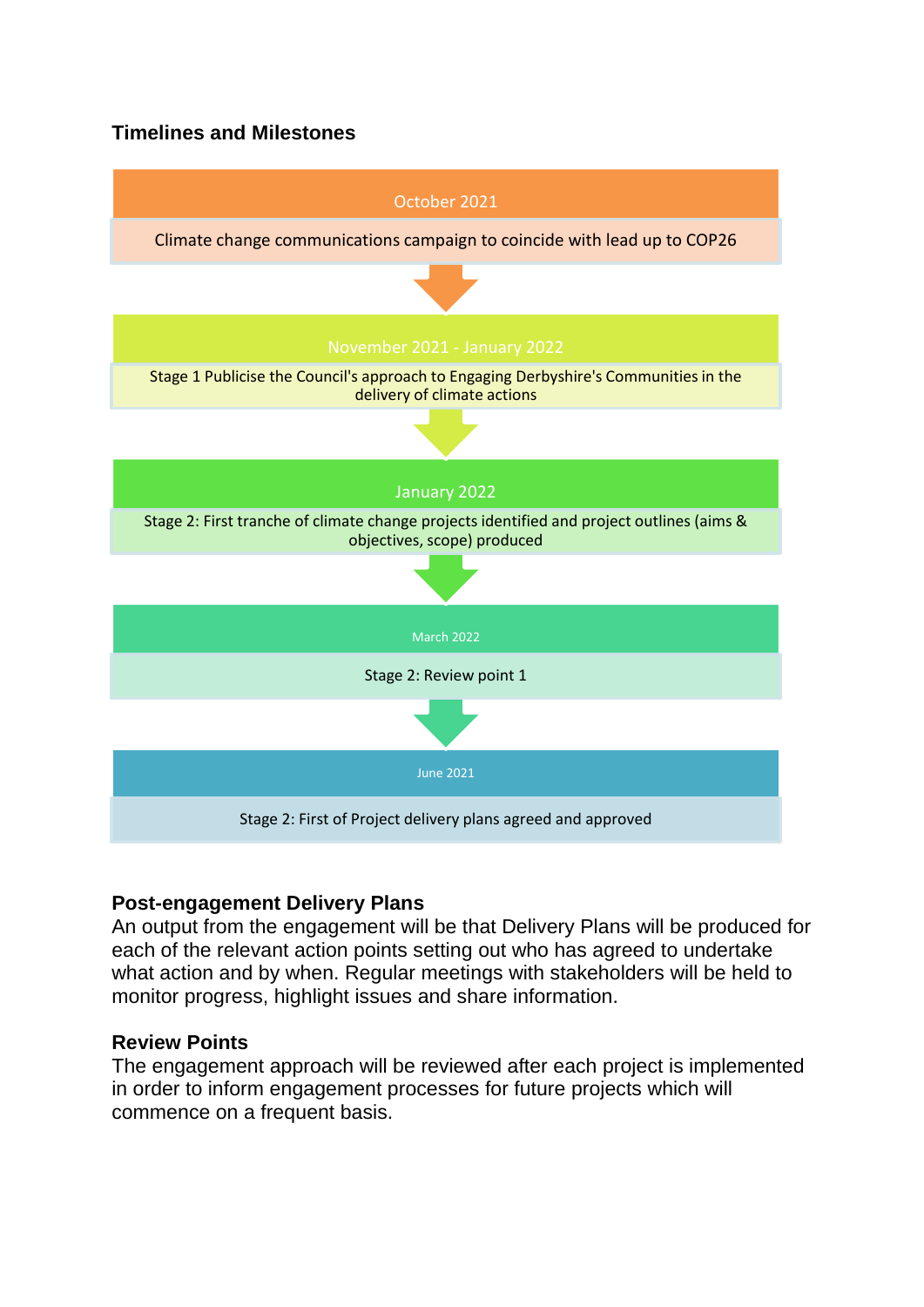## Timelines and Milestones

October 2021

Climate change communications campaign to coincide with lead up to COP26

November 2021 - January 2022

Stage 1 Publicise the Council's approach to Engaging Derbyshire's Communities in the delivery of climate actions

January 2022

Stage 2: First tranche of climate change projects identified and project outlines (aims & objectives, scope) produced

March 2022

Stage 2: Review point 1

June 2021

Stage 2: First of Project delivery plans agreed and approved

### Post-engagement Delivery Plans

An output from the engagement will be that Delivery Plans will be produced for each of the relevant action points setting out who has agreed to undertake what action and by when. Regular meetings with stakeholders will be held to monitor progress, highlight issues and share information.

### Review Points

The engagement approach will be reviewed after each project is implemented in order to inform engagement processes for future projects which will commence on a frequent basis.